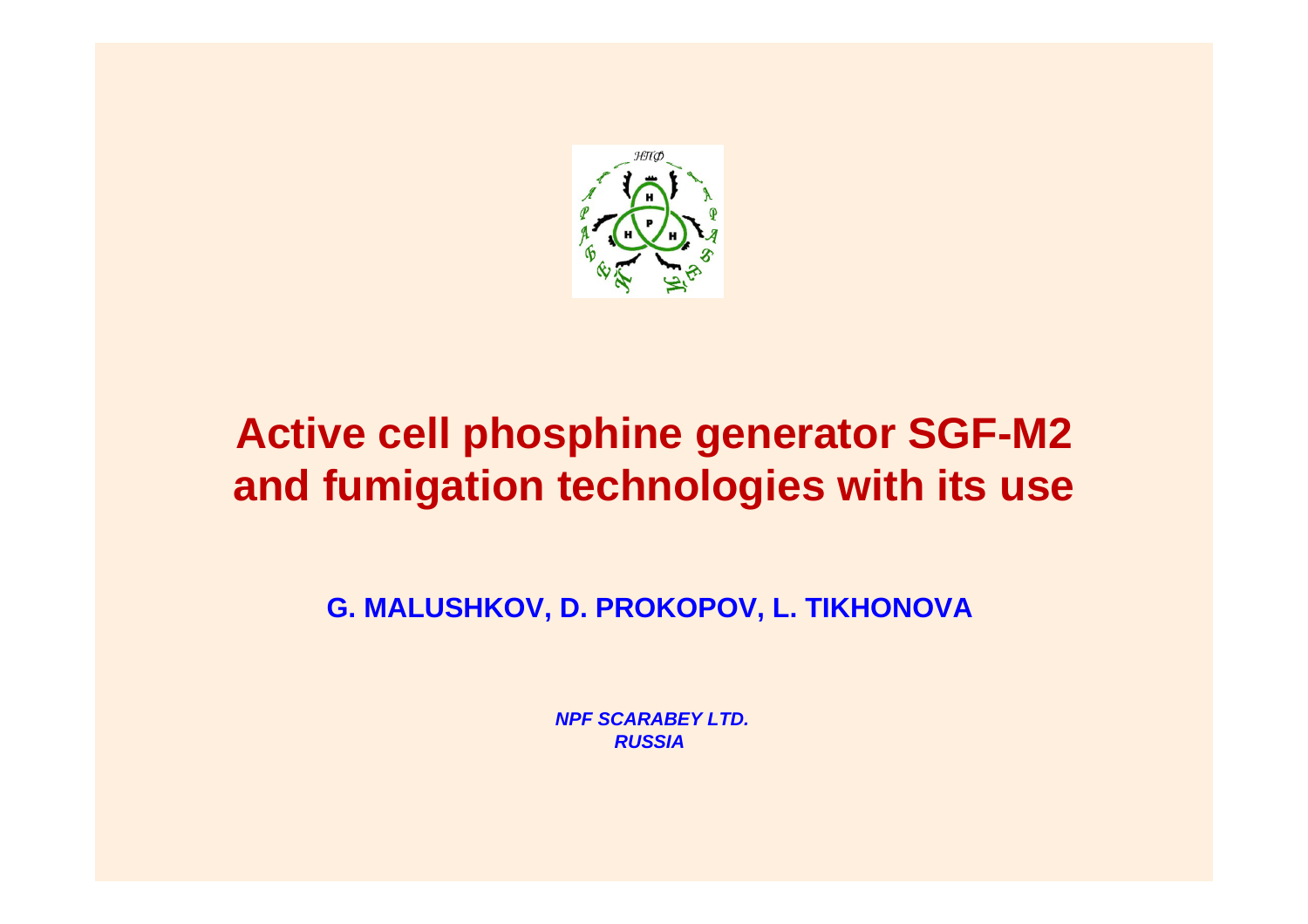# Active cell phosphine generator SGF-M2 and fumigation technologies with its use

**G. MALUSHKOV, D. PROKOPOV, L. TIKHONOVA**

***NPF SCARABEY LTD.***
***RUSSIA***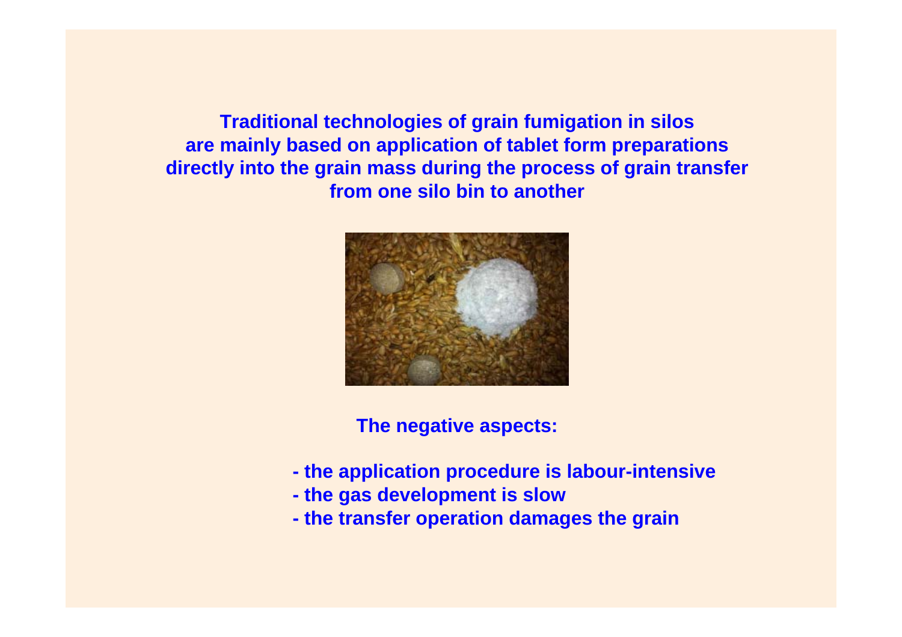**Traditional technologies of grain fumigation in silos are mainly based on application of tablet form preparations directly into the grain mass during the process of grain transfer from one silo bin to another**

**The negative aspects:**

- **the application procedure is labour-intensive**
- **the gas development is slow**
- **the transfer operation damages the grain**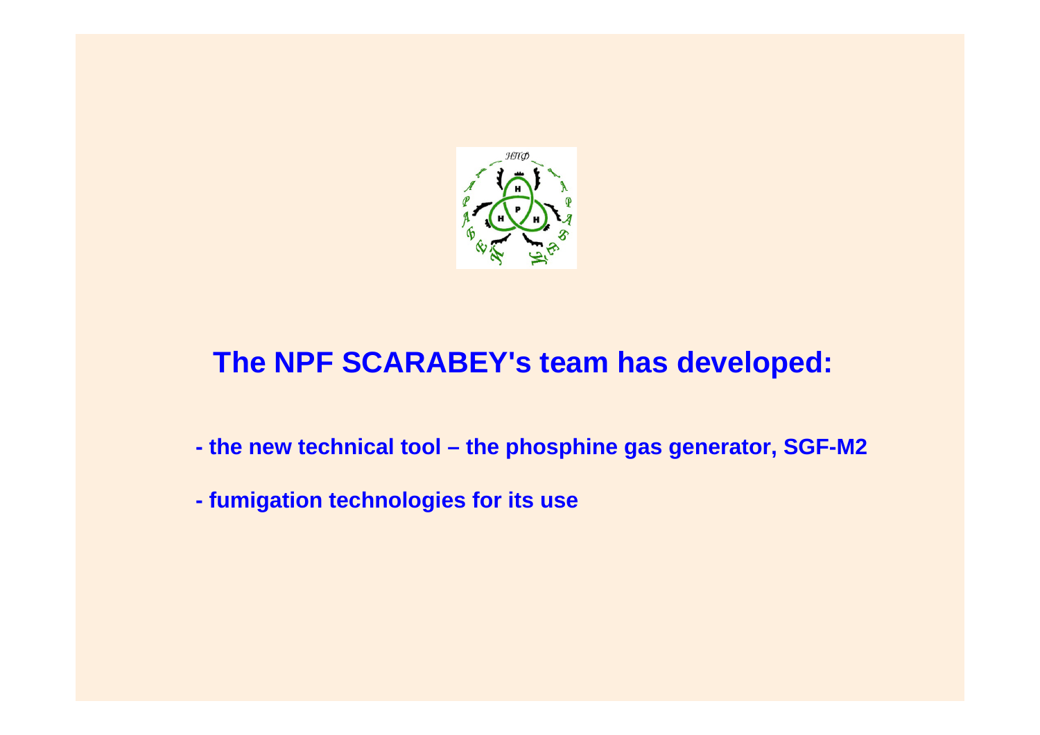## The NPF SCARABEY's team has developed:

- the new technical tool – the phosphine gas generator, SGF-M2
- fumigation technologies for its use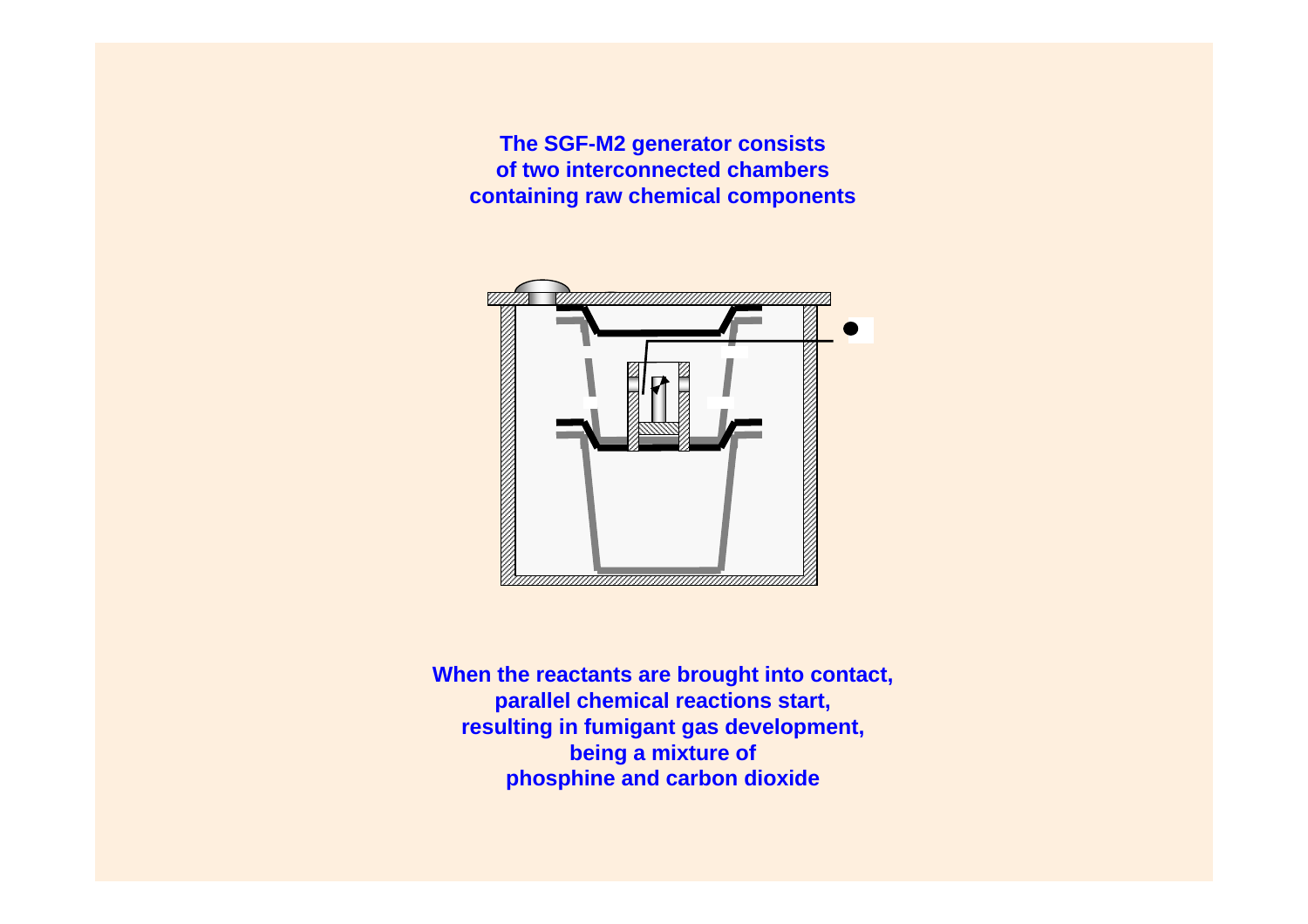The SGF-M2 generator consists of two interconnected chambers containing raw chemical components

When the reactants are brought into contact, parallel chemical reactions start, resulting in fumigant gas development, being a mixture of phosphine and carbon dioxide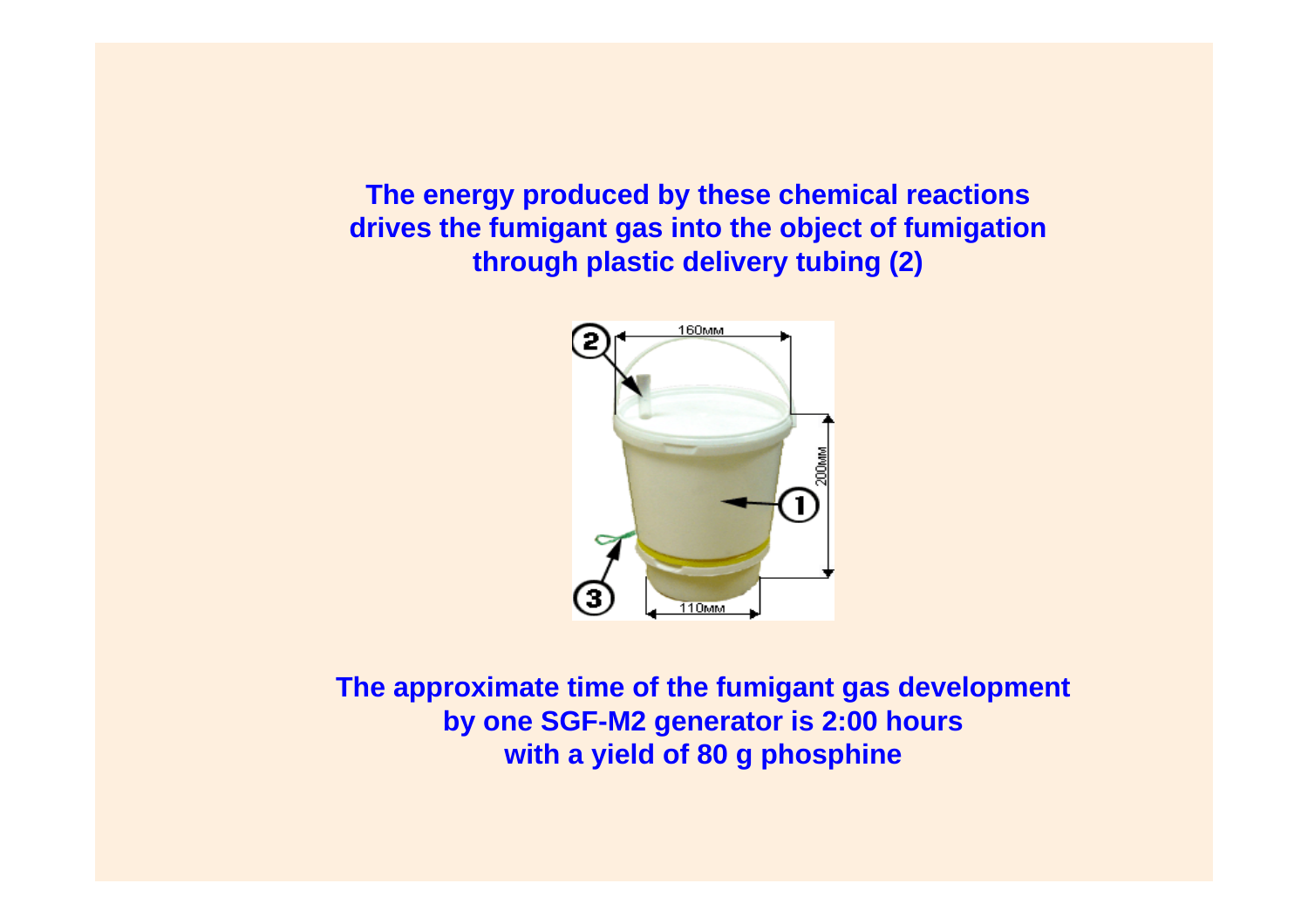**The energy produced by these chemical reactions drives the fumigant gas into the object of fumigation through plastic delivery tubing (2)**

**The approximate time of the fumigant gas development by one SGF-M2 generator is 2:00 hours with a yield of 80 g phosphine**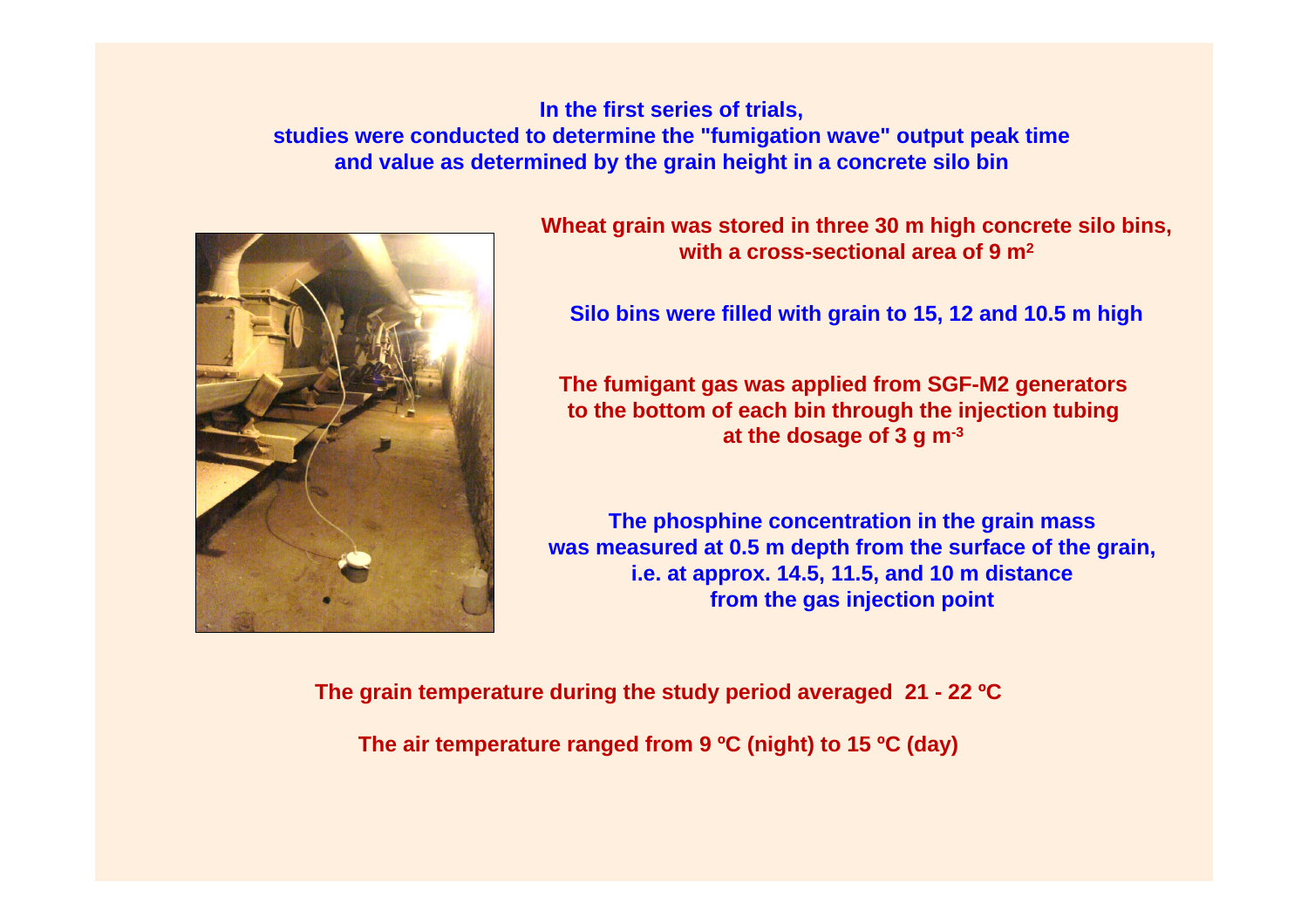**In the first series of trials, studies were conducted to determine the "fumigation wave" output peak time and value as determined by the grain height in a concrete silo bin**

**Wheat grain was stored in three 30 m high concrete silo bins, with a cross-sectional area of 9 $m^2$**

**Silo bins were filled with grain to 15, 12 and 10.5 m high**

**The fumigant gas was applied from SGF-M2 generators to the bottom of each bin through the injection tubing at the dosage of 3 g $m^{-3}$**

**The phosphine concentration in the grain mass was measured at 0.5 m depth from the surface of the grain, i.e. at approx. 14.5, 11.5, and 10 m distance from the gas injection point**

**The grain temperature during the study period averaged 21 - 22 ºC**

**The air temperature ranged from 9 ºC (night) to 15 ºC (day)**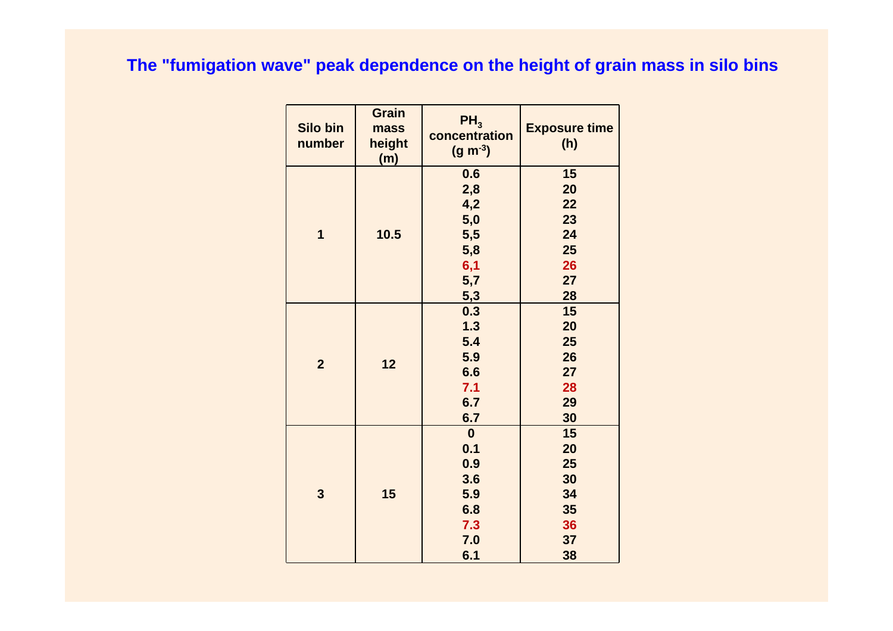## The "fumigation wave" peak dependence on the height of grain mass in silo bins

| Silo bin number | Grain mass height (m) | $PH_3$ concentration ($g\ m^{-3}$) | Exposure time (h) |
|---|---|---|---|
| 1 | 10.5 | 0.6 | 15 |
| | | 2,8 | 20 |
| | | 4,2 | 22 |
| | | 5,0 | 23 |
| | | 5,5 | 24 |
| | | 5,8 | 25 |
| | | 6,1 | 26 |
| | | 5,7 | 27 |
| | | 5,3 | 28 |
| 2 | 12 | 0.3 | 15 |
| | | 1.3 | 20 |
| | | 5.4 | 25 |
| | | 5.9 | 26 |
| | | 6.6 | 27 |
| | | 7.1 | 28 |
| | | 6.7 | 29 |
| | | 6.7 | 30 |
| 3 | 15 | 0 | 15 |
| | | 0.1 | 20 |
| | | 0.9 | 25 |
| | | 3.6 | 30 |
| | | 5.9 | 34 |
| | | 6.8 | 35 |
| | | 7.3 | 36 |
| | | 7.0 | 37 |
| | | 6.1 | 38 |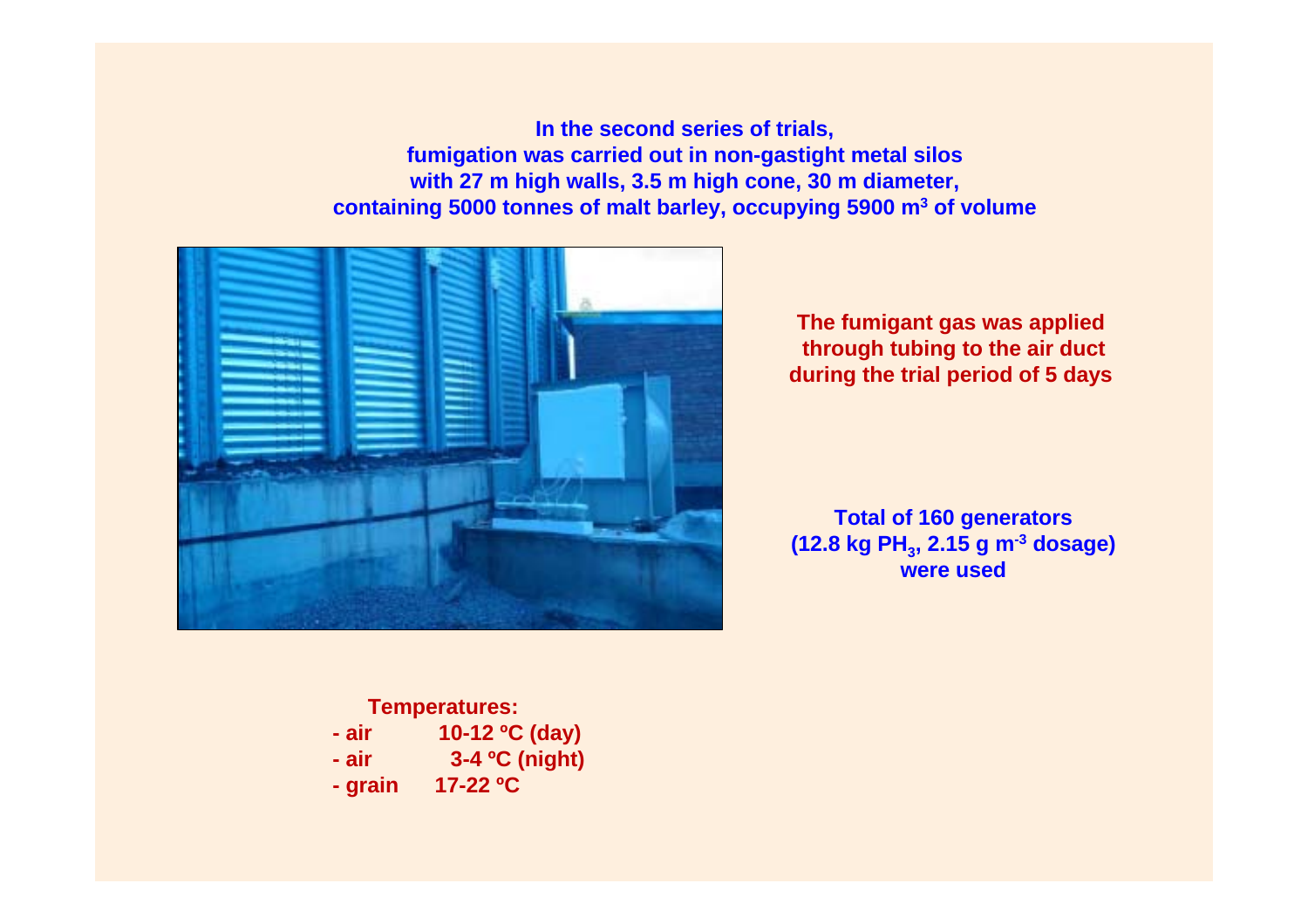**In the second series of trials, fumigation was carried out in non-gastight metal silos with 27 m high walls, 3.5 m high cone, 30 m diameter, containing 5000 tonnes of malt barley, occupying 5900 m$^3$ of volume**

**The fumigant gas was applied through tubing to the air duct during the trial period of 5 days**

**Total of 160 generators (12.8 kg $PH_3$, 2.15 g m$^{-3}$ dosage) were used**

**Temperatures:**

- **air 10-12 ºC (day)**
- **air 3-4 ºC (night)**
- **grain 17-22 ºC**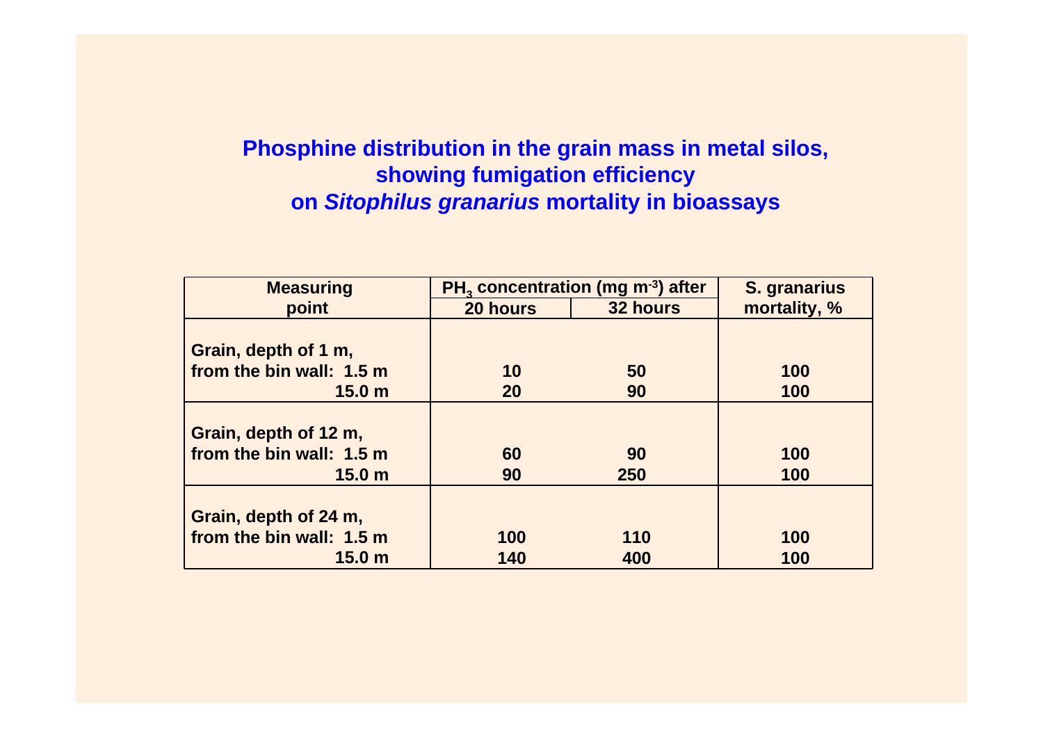## Phosphine distribution in the grain mass in metal silos, showing fumigation efficiency on *Sitophilus granarius* mortality in bioassays

| Measuring point | $PH_3$ concentration (mg $m^{-3}$) after | | S. granarius mortality, % |
|---|---|---|---|
| | 20 hours | 32 hours | |
| **Grain, depth of 1 m, from the bin wall:** | | | |
| 1.5 m | 10 | 50 | 100 |
| 15.0 m | 20 | 90 | 100 |
| **Grain, depth of 12 m, from the bin wall:** | | | |
| 1.5 m | 60 | 90 | 100 |
| 15.0 m | 90 | 250 | 100 |
| **Grain, depth of 24 m, from the bin wall:** | | | |
| 1.5 m | 100 | 110 | 100 |
| 15.0 m | 140 | 400 | 100 |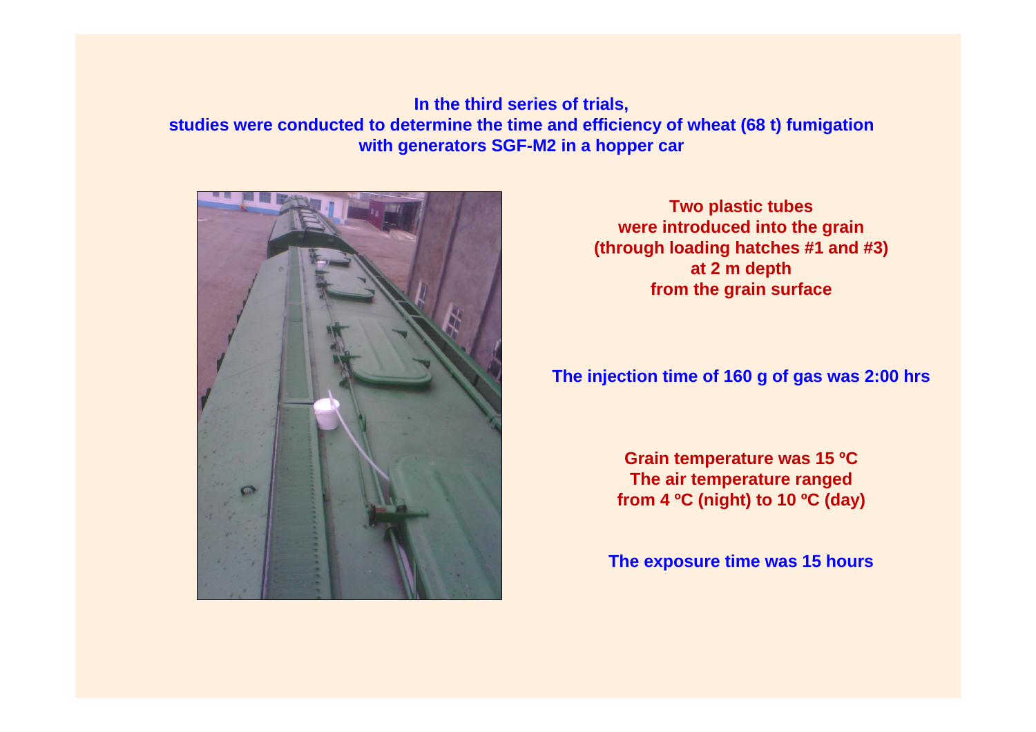**In the third series of trials, studies were conducted to determine the time and efficiency of wheat (68 t) fumigation with generators SGF-M2 in a hopper car**

**Two plastic tubes were introduced into the grain (through loading hatches #1 and #3) at 2 m depth from the grain surface**

**The injection time of 160 g of gas was 2:00 hrs**

**Grain temperature was 15 ºC**
**The air temperature ranged from 4 ºC (night) to 10 ºC (day)**

**The exposure time was 15 hours**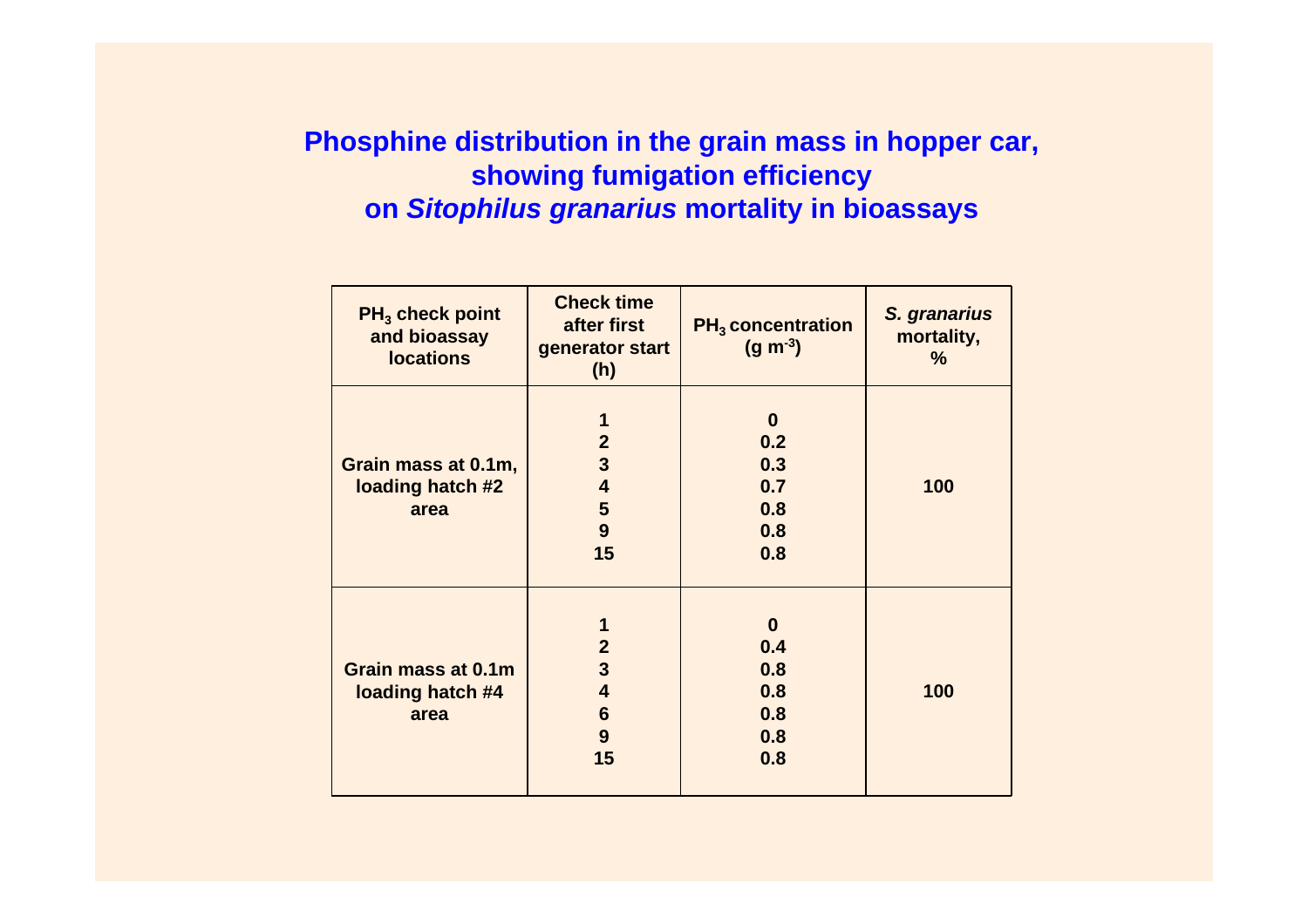## Phosphine distribution in the grain mass in hopper car, showing fumigation efficiency on *Sitophilus granarius* mortality in bioassays

| $PH_3$ check point and bioassay locations | Check time after first generator start (h) | $PH_3$ concentration ($g\ m^{-3}$) | *S. granarius* mortality, % |
|---|---|---|---|
| Grain mass at 0.1m, loading hatch #2 area | 1<br>2<br>3<br>4<br>5<br>9<br>15 | 0<br>0.2<br>0.3<br>0.7<br>0.8<br>0.8<br>0.8 | 100 |
| Grain mass at 0.1m loading hatch #4 area | 1<br>2<br>3<br>4<br>6<br>9<br>15 | 0<br>0.4<br>0.8<br>0.8<br>0.8<br>0.8<br>0.8 | 100 |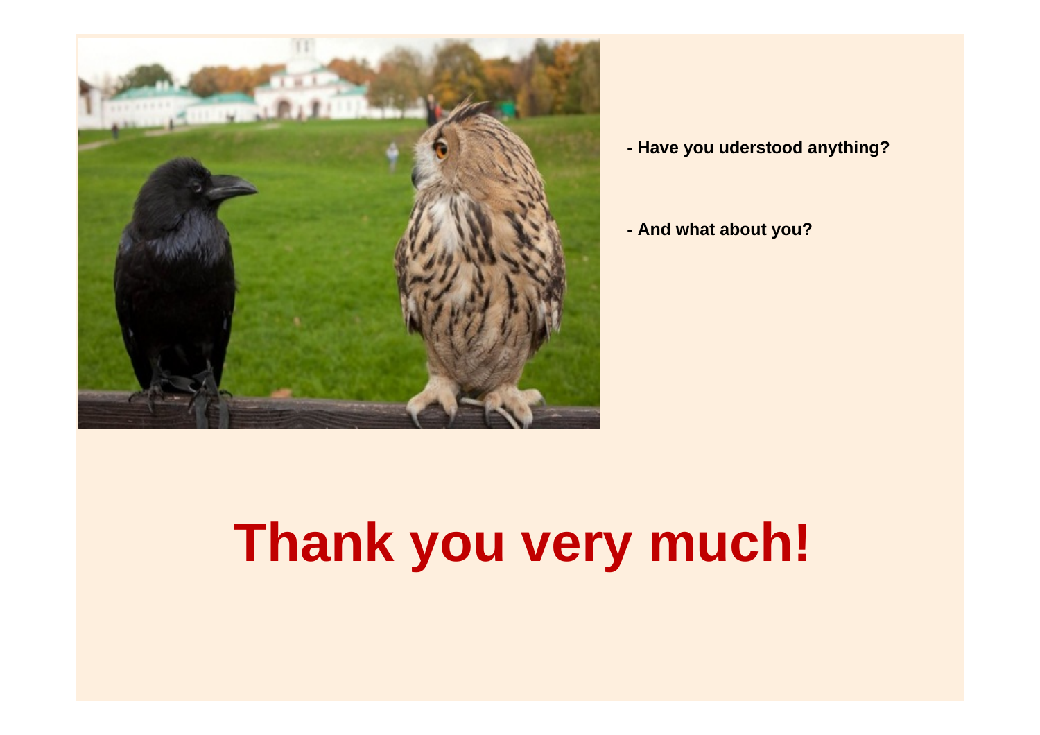- **Have you uderstood anything?**

- **And what about you?**

# Thank you very much!